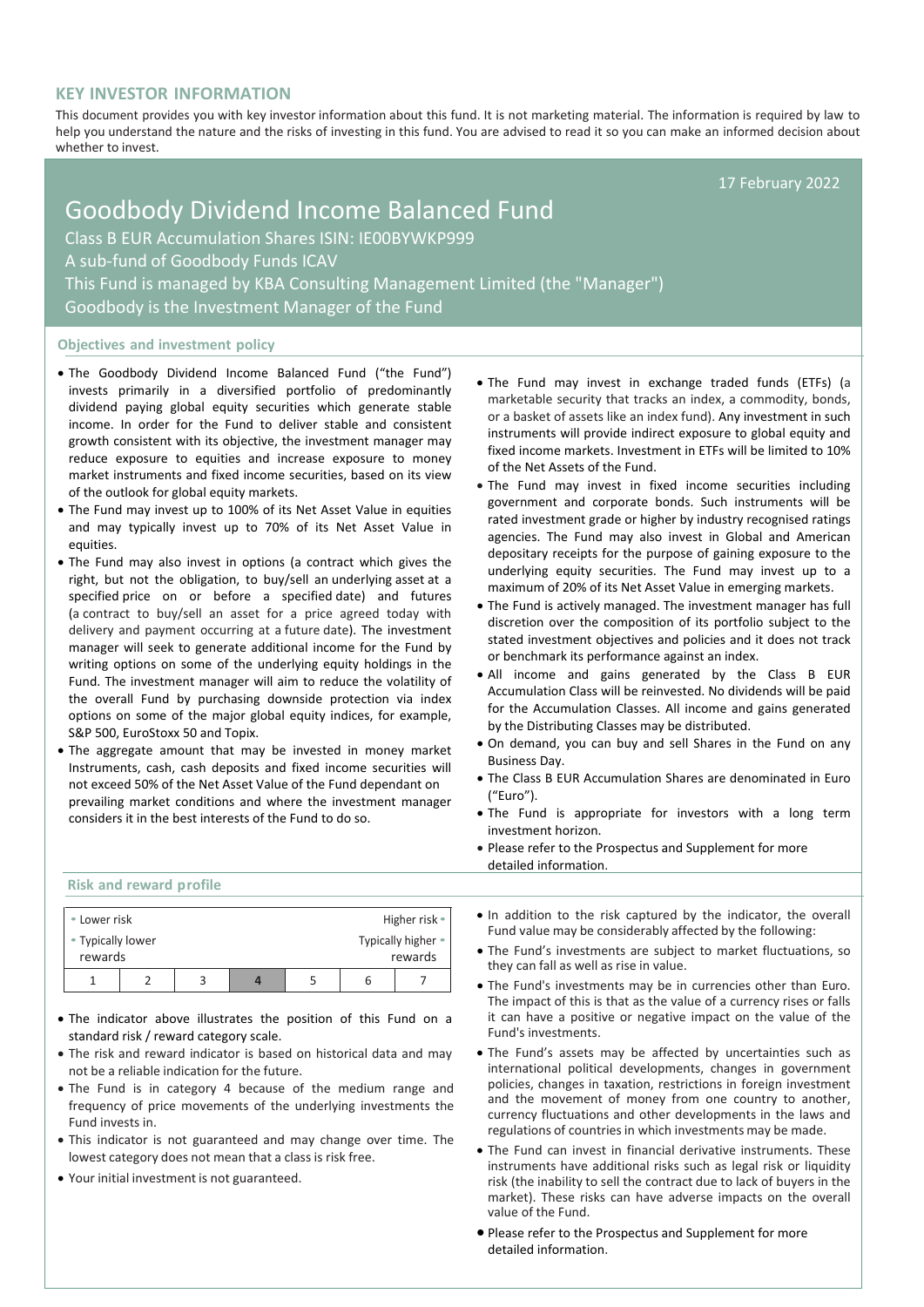## KEY INVESTOR INFORMATION

This document provides you with key investor information about this fund. It is not marketing material. The information is required by law to help you understand the nature and the risks of investing in this fund. You are advised to read it so you can make an informed decision about whether to invest.

17 February 2022

# Goodbody Dividend Income Balanced Fund

Class B EUR Accumulation Shares ISIN: IE00BYWKP999

A sub-fund of Goodbody Funds ICAV

This Fund is managed by KBA Consulting Management Limited (the "Manager")

Goodbody is the Investment Manager of the Fund

### Objectives and investment policy

- The Goodbody Dividend Income Balanced Fund ("the Fund") invests primarily in a diversified portfolio of predominantly dividend paying global equity securities which generate stable income. In order for the Fund to deliver stable and consistent growth consistent with its objective, the investment manager may reduce exposure to equities and increase exposure to money market instruments and fixed income securities, based on its view of the outlook for global equity markets.
- The Fund may invest up to 100% of its Net Asset Value in equities and may typically invest up to 70% of its Net Asset Value in equities.
- The Fund may also invest in options (a contract which gives the right, but not the obligation, to buy/sell an underlying asset at a specified price on or before a specified date) and futures (a contract to buy/sell an asset for a price agreed today with delivery and payment occurring at a future date). The investment manager will seek to generate additional income for the Fund by writing options on some of the underlying equity holdings in the Fund. The investment manager will aim to reduce the volatility of the overall Fund by purchasing downside protection via index options on some of the major global equity indices, for example, S&P 500, EuroStoxx 50 and Topix.
- The aggregate amount that may be invested in money market Instruments, cash, cash deposits and fixed income securities will not exceed 50% of the Net Asset Value of the Fund dependant on prevailing market conditions and where the investment manager considers it in the best interests of the Fund to do so.
- The Fund may invest in exchange traded funds (ETFs) (a marketable security that tracks an index, a commodity, bonds, or a basket of assets like an index fund). Any investment in such instruments will provide indirect exposure to global equity and fixed income markets. Investment in ETFs will be limited to 10% of the Net Assets of the Fund.
- The Fund may invest in fixed income securities including government and corporate bonds. Such instruments will be rated investment grade or higher by industry recognised ratings agencies. The Fund may also invest in Global and American depositary receipts for the purpose of gaining exposure to the underlying equity securities. The Fund may invest up to a maximum of 20% of its Net Asset Value in emerging markets.
- The Fund is actively managed. The investment manager has full discretion over the composition of its portfolio subject to the stated investment objectives and policies and it does not track or benchmark its performance against an index.
- All income and gains generated by the Class B EUR Accumulation Class will be reinvested. No dividends will be paid for the Accumulation Classes. All income and gains generated by the Distributing Classes may be distributed.
- On demand, you can buy and sell Shares in the Fund on any Business Day.
- The Class B EUR Accumulation Shares are denominated in Euro ("Euro").
- The Fund is appropriate for investors with a long term investment horizon.
- Please refer to the Prospectus and Supplement for more detailed information.

### Risk and reward profile

| Lower risk | | | | | | Higher risk |
|---|---|---|---|---|---|---|
| Typically lower rewards | | | | | | Typically higher rewards |
| 1 | 2 | 3 | **4** | 5 | 6 | 7 |

- The indicator above illustrates the position of this Fund on a standard risk / reward category scale.
- The risk and reward indicator is based on historical data and may not be a reliable indication for the future.
- The Fund is in category 4 because of the medium range and frequency of price movements of the underlying investments the Fund invests in.
- This indicator is not guaranteed and may change over time. The lowest category does not mean that a class is risk free.
- Your initial investment is not guaranteed.
- In addition to the risk captured by the indicator, the overall Fund value may be considerably affected by the following:
- The Fund's investments are subject to market fluctuations, so they can fall as well as rise in value.
- The Fund's investments may be in currencies other than Euro. The impact of this is that as the value of a currency rises or falls it can have a positive or negative impact on the value of the Fund's investments.
- The Fund's assets may be affected by uncertainties such as international political developments, changes in government policies, changes in taxation, restrictions in foreign investment and the movement of money from one country to another, currency fluctuations and other developments in the laws and regulations of countries in which investments may be made.
- The Fund can invest in financial derivative instruments. These instruments have additional risks such as legal risk or liquidity risk (the inability to sell the contract due to lack of buyers in the market). These risks can have adverse impacts on the overall value of the Fund.
- Please refer to the Prospectus and Supplement for more detailed information.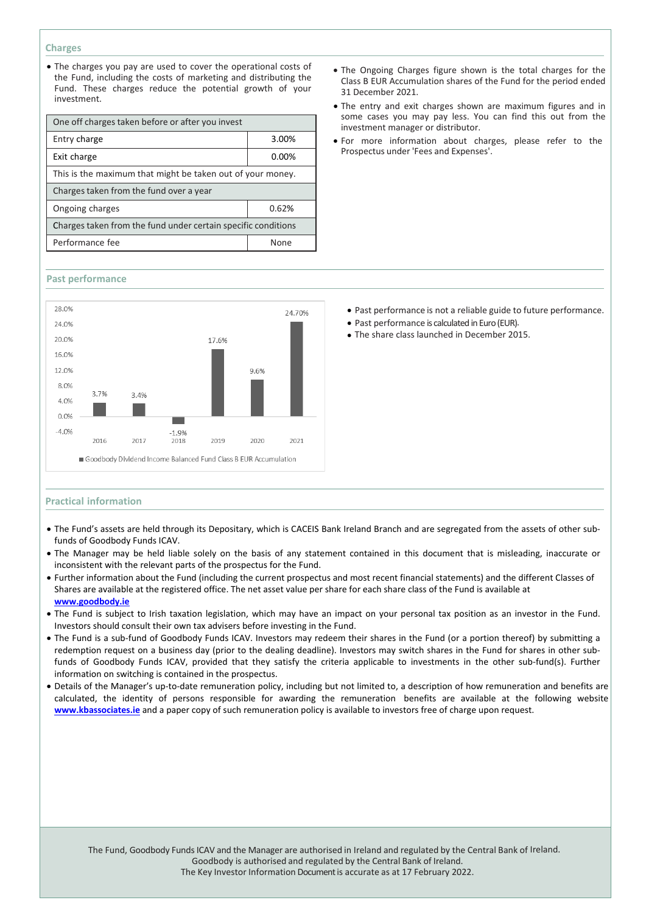## Charges

- The charges you pay are used to cover the operational costs of the Fund, including the costs of marketing and distributing the Fund. These charges reduce the potential growth of your investment.

| One off charges taken before or after you invest | |
|---|---|
| Entry charge | 3.00% |
| Exit charge | 0.00% |
| This is the maximum that might be taken out of your money. | |
| Charges taken from the fund over a year | |
| Ongoing charges | 0.62% |
| Charges taken from the fund under certain specific conditions | |
| Performance fee | None |

- The Ongoing Charges figure shown is the total charges for the Class B EUR Accumulation shares of the Fund for the period ended 31 December 2021.
- The entry and exit charges shown are maximum figures and in some cases you may pay less. You can find this out from the investment manager or distributor.
- For more information about charges, please refer to the Prospectus under 'Fees and Expenses'.

## Past performance

28.0%
24.0%
20.0%
16.0%
12.0%
8.0%
4.0%
0.0%
-4.0%

3.7%
3.4%
-1.9%
17.6%
9.6%
24.70%

2016
2017
2018
2019
2020
2021

Goodbody Dividend Income Balanced Fund Class B EUR Accumulation

- Past performance is not a reliable guide to future performance.
- Past performance is calculated in Euro (EUR).
- The share class launched in December 2015.

## Practical information

- The Fund's assets are held through its Depositary, which is CACEIS Bank Ireland Branch and are segregated from the assets of other sub-funds of Goodbody Funds ICAV.
- The Manager may be held liable solely on the basis of any statement contained in this document that is misleading, inaccurate or inconsistent with the relevant parts of the prospectus for the Fund.
- Further information about the Fund (including the current prospectus and most recent financial statements) and the different Classes of Shares are available at the registered office. The net asset value per share for each share class of the Fund is available at **www.goodbody.ie**
- The Fund is subject to Irish taxation legislation, which may have an impact on your personal tax position as an investor in the Fund. Investors should consult their own tax advisers before investing in the Fund.
- The Fund is a sub-fund of Goodbody Funds ICAV. Investors may redeem their shares in the Fund (or a portion thereof) by submitting a redemption request on a business day (prior to the dealing deadline). Investors may switch shares in the Fund for shares in other sub-funds of Goodbody Funds ICAV, provided that they satisfy the criteria applicable to investments in the other sub-fund(s). Further information on switching is contained in the prospectus.
- Details of the Manager's up-to-date remuneration policy, including but not limited to, a description of how remuneration and benefits are calculated, the identity of persons responsible for awarding the remuneration benefits are available at the following website **www.kbassociates.ie** and a paper copy of such remuneration policy is available to investors free of charge upon request.

The Fund, Goodbody Funds ICAV and the Manager are authorised in Ireland and regulated by the Central Bank of Ireland.
Goodbody is authorised and regulated by the Central Bank of Ireland.
The Key Investor Information Document is accurate as at 17 February 2022.